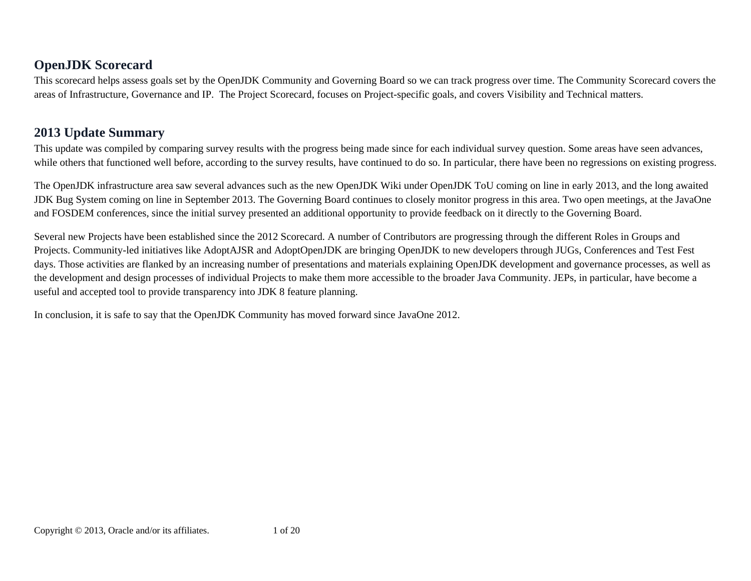## OpenJDK Scorecard

This scorecard helps assess goals set by the OpenJDK Community and Governing Board so we can track progress over time. The Community Scorecard covers the areas of Infrastructure, Governance and IP.  The Project Scorecard, focuses on Project-specific goals, and covers Visibility and Technical matters.

## 2013 Update Summary

This update was compiled by comparing survey results with the progress being made since for each individual survey question. Some areas have seen advances, while others that functioned well before, according to the survey results, have continued to do so. In particular, there have been no regressions on existing progress.

The OpenJDK infrastructure area saw several advances such as the new OpenJDK Wiki under OpenJDK ToU coming on line in early 2013, and the long awaited JDK Bug System coming on line in September 2013. The Governing Board continues to closely monitor progress in this area. Two open meetings, at the JavaOne and FOSDEM conferences, since the initial survey presented an additional opportunity to provide feedback on it directly to the Governing Board.

Several new Projects have been established since the 2012 Scorecard. A number of Contributors are progressing through the different Roles in Groups and Projects. Community-led initiatives like AdoptAJSR and AdoptOpenJDK are bringing OpenJDK to new developers through JUGs, Conferences and Test Fest days. Those activities are flanked by an increasing number of presentations and materials explaining OpenJDK development and governance processes, as well as the development and design processes of individual Projects to make them more accessible to the broader Java Community. JEPs, in particular, have become a useful and accepted tool to provide transparency into JDK 8 feature planning.

In conclusion, it is safe to say that the OpenJDK Community has moved forward since JavaOne 2012.

Copyright © 2013, Oracle and/or its affiliates.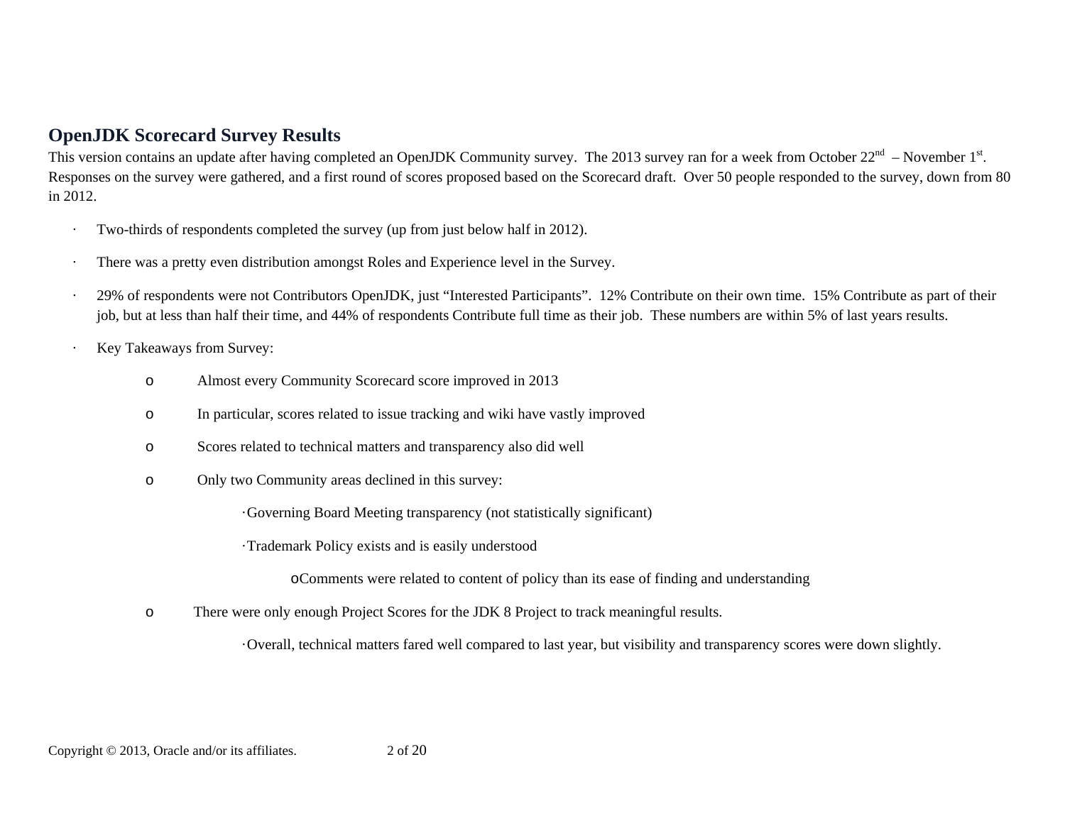## OpenJDK Scorecard Survey Results

This version contains an update after having completed an OpenJDK Community survey. The 2013 survey ran for a week from October 22nd – November 1st. Responses on the survey were gathered, and a first round of scores proposed based on the Scorecard draft. Over 50 people responded to the survey, down from 80 in 2012.

- Two-thirds of respondents completed the survey (up from just below half in 2012).
- There was a pretty even distribution amongst Roles and Experience level in the Survey.
- 29% of respondents were not Contributors OpenJDK, just “Interested Participants”. 12% Contribute on their own time. 15% Contribute as part of their job, but at less than half their time, and 44% of respondents Contribute full time as their job. These numbers are within 5% of last years results.
- Key Takeaways from Survey:
  - Almost every Community Scorecard score improved in 2013
  - In particular, scores related to issue tracking and wiki have vastly improved
  - Scores related to technical matters and transparency also did well
  - Only two Community areas declined in this survey:
    - Governing Board Meeting transparency (not statistically significant)
    - Trademark Policy exists and is easily understood
      - Comments were related to content of policy than its ease of finding and understanding
  - There were only enough Project Scores for the JDK 8 Project to track meaningful results.
    - Overall, technical matters fared well compared to last year, but visibility and transparency scores were down slightly.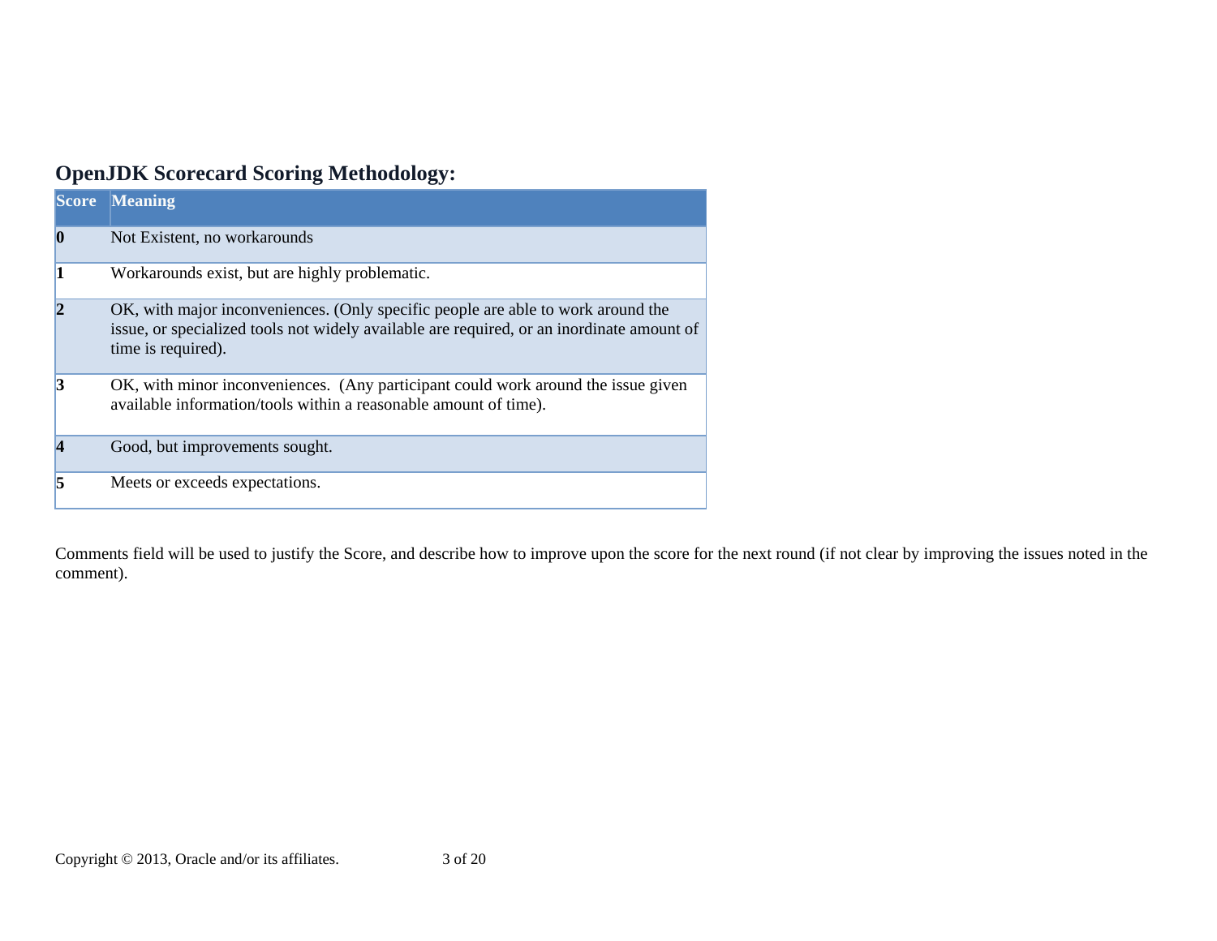## OpenJDK Scorecard Scoring Methodology:

| Score | Meaning |
|---|---|
| **0** | Not Existent, no workarounds |
| **1** | Workarounds exist, but are highly problematic. |
| **2** | OK, with major inconveniences. (Only specific people are able to work around the issue, or specialized tools not widely available are required, or an inordinate amount of time is required). |
| **3** | OK, with minor inconveniences. (Any participant could work around the issue given available information/tools within a reasonable amount of time). |
| **4** | Good, but improvements sought. |
| **5** | Meets or exceeds expectations. |

Comments field will be used to justify the Score, and describe how to improve upon the score for the next round (if not clear by improving the issues noted in the comment).

Copyright © 2013, Oracle and/or its affiliates.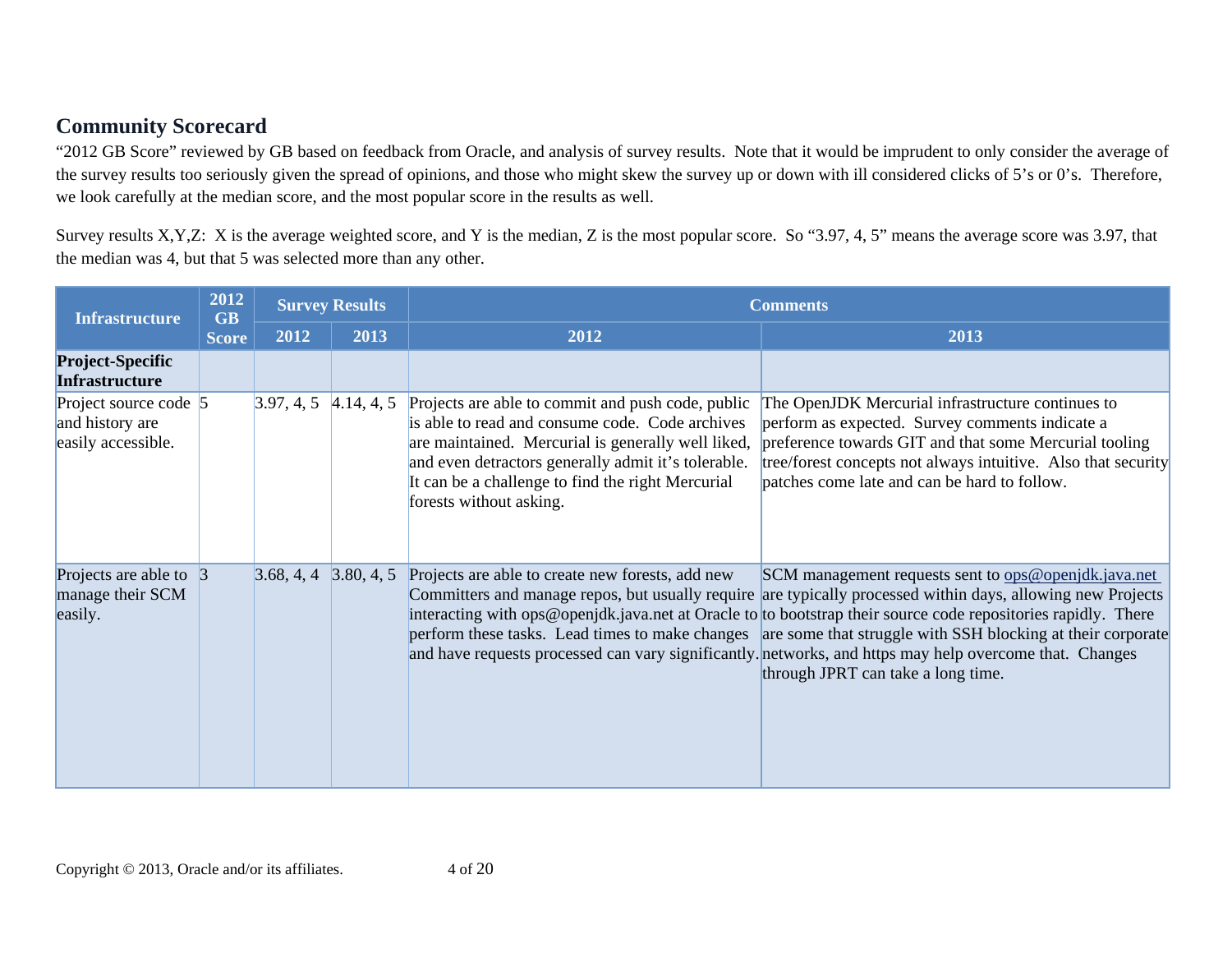## Community Scorecard

"2012 GB Score" reviewed by GB based on feedback from Oracle, and analysis of survey results. Note that it would be imprudent to only consider the average of the survey results too seriously given the spread of opinions, and those who might skew the survey up or down with ill considered clicks of 5's or 0's. Therefore, we look carefully at the median score, and the most popular score in the results as well.

Survey results X,Y,Z: X is the average weighted score, and Y is the median, Z is the most popular score. So "3.97, 4, 5" means the average score was 3.97, that the median was 4, but that 5 was selected more than any other.

| Infrastructure | 2012 GB Score | Survey Results | | Comments | |
|---|---|---|---|---|---|
| | | 2012 | 2013 | 2012 | 2013 |
| **Project-Specific Infrastructure** | | | | | |
| Project source code and history are easily accessible. | 5 | 3.97, 4, 5 | 4.14, 4, 5 | Projects are able to commit and push code, public is able to read and consume code. Code archives are maintained. Mercurial is generally well liked, and even detractors generally admit it's tolerable. It can be a challenge to find the right Mercurial forests without asking. | The OpenJDK Mercurial infrastructure continues to perform as expected. Survey comments indicate a preference towards GIT and that some Mercurial tooling tree/forest concepts not always intuitive. Also that security patches come late and can be hard to follow. |
| Projects are able to manage their SCM easily. | 3 | 3.68, 4, 4 | 3.80, 4, 5 | Projects are able to create new forests, add new Committers and manage repos, but usually require interacting with ops@openjdk.java.net at Oracle to perform these tasks. Lead times to make changes and have requests processed can vary significantly. | SCM management requests sent to ops@openjdk.java.net are typically processed within days, allowing new Projects to bootstrap their source code repositories rapidly. There are some that struggle with SSH blocking at their corporate networks, and https may help overcome that. Changes through JPRT can take a long time. |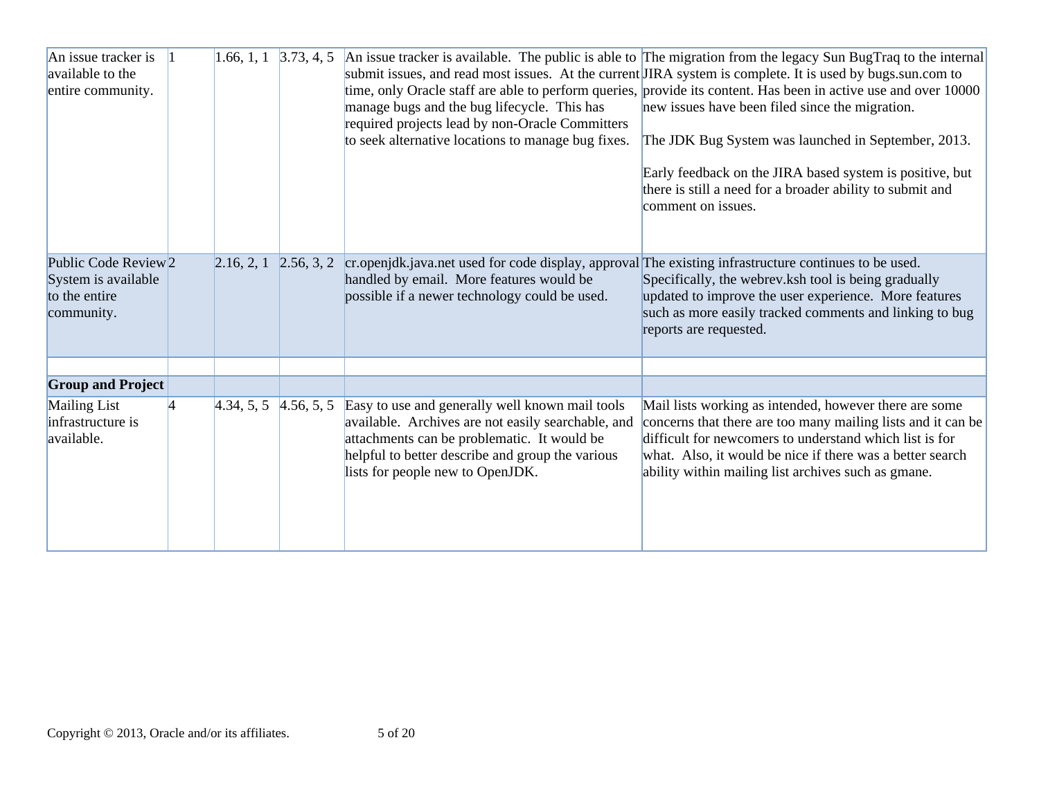| An issue tracker is available to the entire community. | 1 | 1.66, 1, 1 | 3.73, 4, 5 | An issue tracker is available. The public is able to submit issues, and read most issues. At the current time, only Oracle staff are able to perform queries, manage bugs and the bug lifecycle. This has required projects lead by non-Oracle Committers to seek alternative locations to manage bug fixes. | The migration from the legacy Sun BugTraq to the internal JIRA system is complete. It is used by bugs.sun.com to provide its content. Has been in active use and over 10000 new issues have been filed since the migration.<br><br>The JDK Bug System was launched in September, 2013.<br><br>Early feedback on the JIRA based system is positive, but there is still a need for a broader ability to submit and comment on issues. |
|---|---|---|---|---|---|
| Public Code Review System is available to the entire community. | 2 | 2.16, 2, 1 | 2.56, 3, 2 | cr.openjdk.java.net used for code display, approval handled by email. More features would be possible if a newer technology could be used. | The existing infrastructure continues to be used. Specifically, the webrev.ksh tool is being gradually updated to improve the user experience. More features such as more easily tracked comments and linking to bug reports are requested. |
| | | | | | |
| **Group and Project** | | | | | |
| Mailing List infrastructure is available. | 4 | 4.34, 5, 5 | 4.56, 5, 5 | Easy to use and generally well known mail tools available. Archives are not easily searchable, and attachments can be problematic. It would be helpful to better describe and group the various lists for people new to OpenJDK. | Mail lists working as intended, however there are some concerns that there are too many mailing lists and it can be difficult for newcomers to understand which list is for what. Also, it would be nice if there was a better search ability within mailing list archives such as gmane. |

Copyright © 2013, Oracle and/or its affiliates.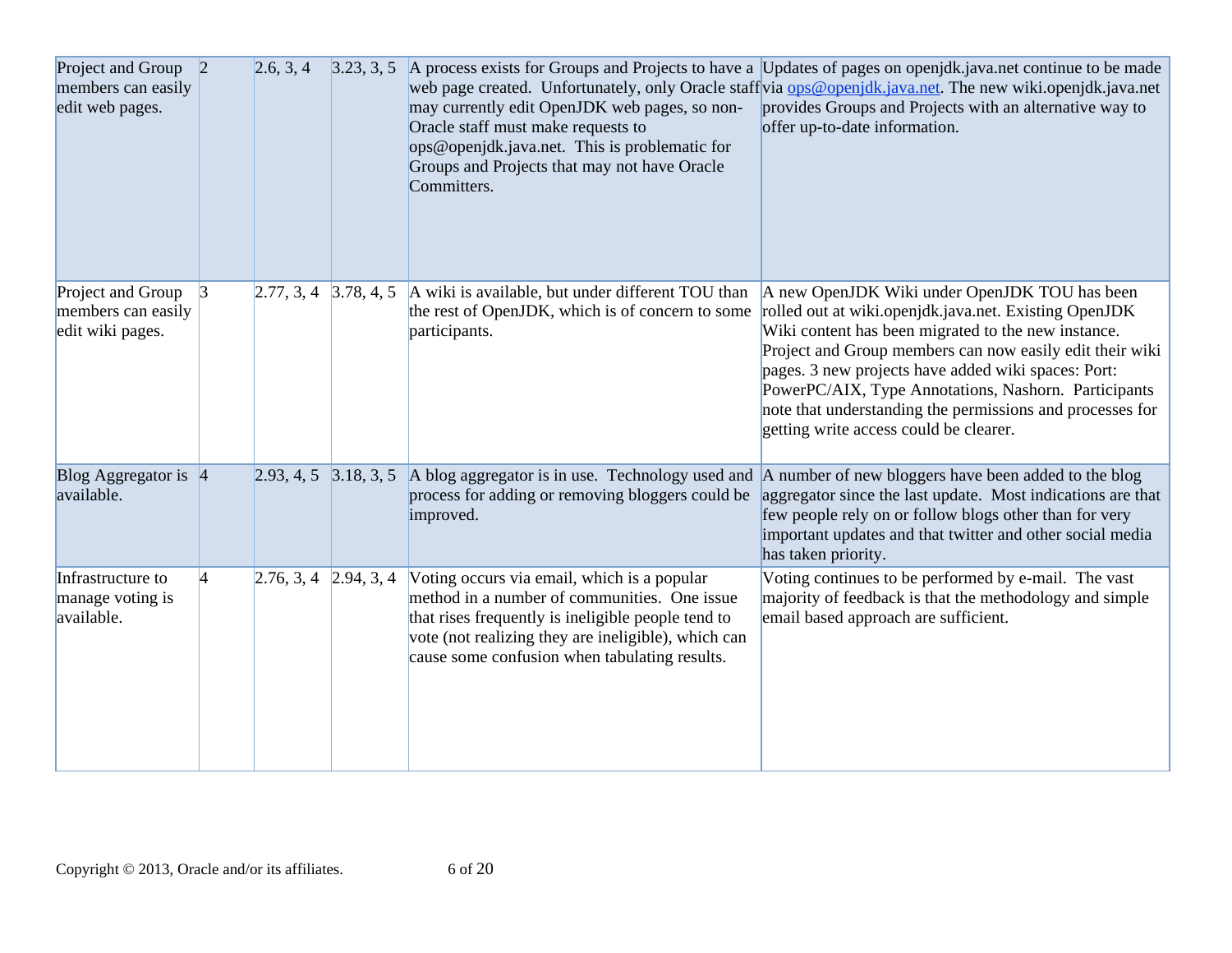| | | | | | |
|---|---|---|---|---|---|
| Project and Group members can easily edit web pages. | 2 | 2.6, 3, 4 | 3.23, 3, 5 | A process exists for Groups and Projects to have a web page created. Unfortunately, only Oracle staff may currently edit OpenJDK web pages, so non-Oracle staff must make requests to ops@openjdk.java.net. This is problematic for Groups and Projects that may not have Oracle Committers. | Updates of pages on openjdk.java.net continue to be made via ops@openjdk.java.net. The new wiki.openjdk.java.net provides Groups and Projects with an alternative way to offer up-to-date information. |
| Project and Group members can easily edit wiki pages. | 3 | 2.77, 3, 4 | 3.78, 4, 5 | A wiki is available, but under different TOU than the rest of OpenJDK, which is of concern to some participants. | A new OpenJDK Wiki under OpenJDK TOU has been rolled out at wiki.openjdk.java.net. Existing OpenJDK Wiki content has been migrated to the new instance. Project and Group members can now easily edit their wiki pages. 3 new projects have added wiki spaces: Port: PowerPC/AIX, Type Annotations, Nashorn. Participants note that understanding the permissions and processes for getting write access could be clearer. |
| Blog Aggregator is available. | 4 | 2.93, 4, 5 | 3.18, 3, 5 | A blog aggregator is in use. Technology used and process for adding or removing bloggers could be improved. | A number of new bloggers have been added to the blog aggregator since the last update. Most indications are that few people rely on or follow blogs other than for very important updates and that twitter and other social media has taken priority. |
| Infrastructure to manage voting is available. | 4 | 2.76, 3, 4 | 2.94, 3, 4 | Voting occurs via email, which is a popular method in a number of communities. One issue that rises frequently is ineligible people tend to vote (not realizing they are ineligible), which can cause some confusion when tabulating results. | Voting continues to be performed by e-mail. The vast majority of feedback is that the methodology and simple email based approach are sufficient. |

Copyright © 2013, Oracle and/or its affiliates.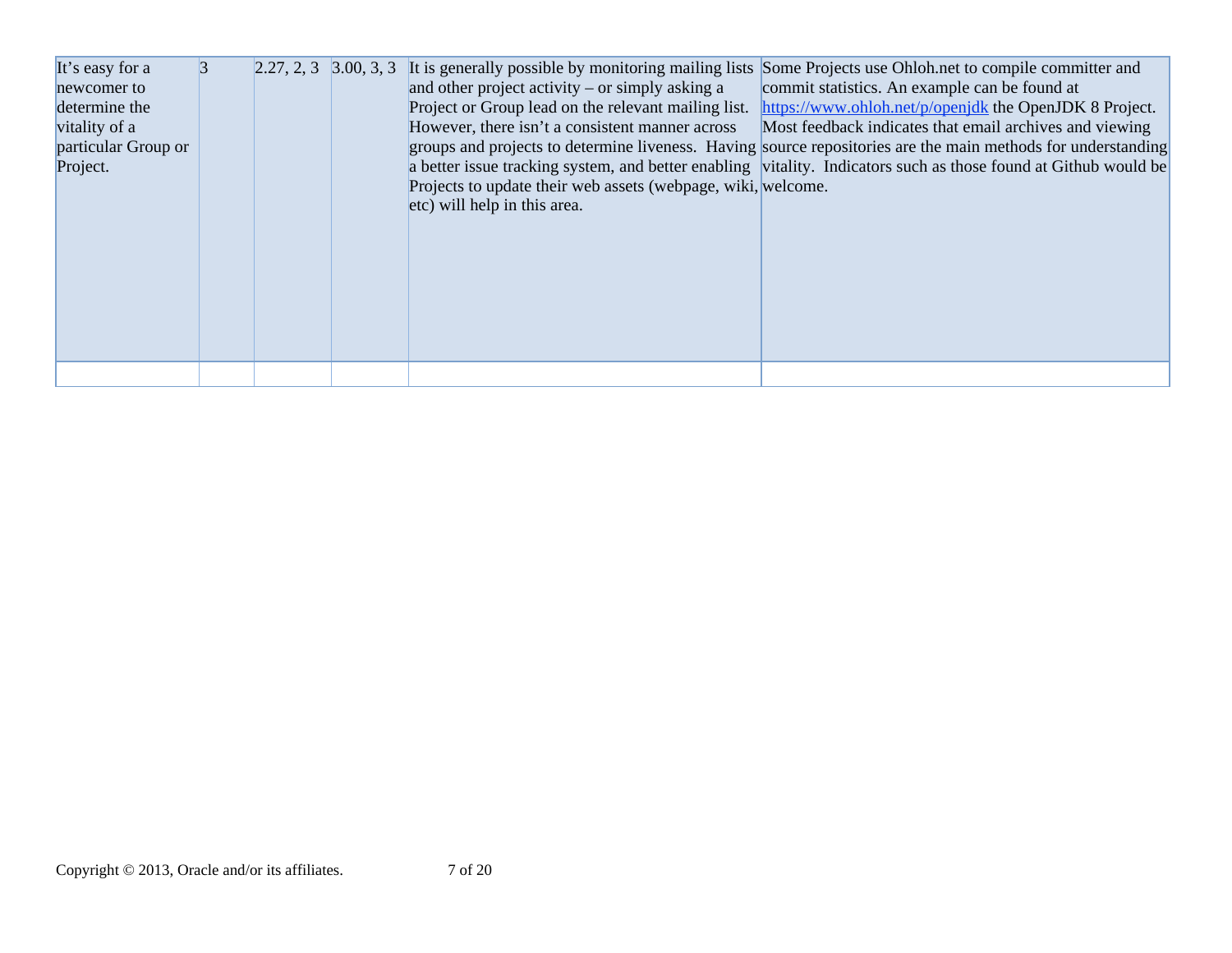| | | | | | |
|---|---|---|---|---|---|
| It's easy for a newcomer to determine the vitality of a particular Group or Project. | 3 | 2.27, 2, 3 | 3.00, 3, 3 | It is generally possible by monitoring mailing lists and other project activity – or simply asking a Project or Group lead on the relevant mailing list. However, there isn't a consistent manner across groups and projects to determine liveness. Having a better issue tracking system, and better enabling Projects to update their web assets (webpage, wiki, etc) will help in this area. | Some Projects use Ohloh.net to compile committer and commit statistics. An example can be found at https://www.ohloh.net/p/openjdk the OpenJDK 8 Project. Most feedback indicates that email archives and viewing source repositories are the main methods for understanding vitality. Indicators such as those found at Github would be welcome. |
| | | | | | |

Copyright © 2013, Oracle and/or its affiliates.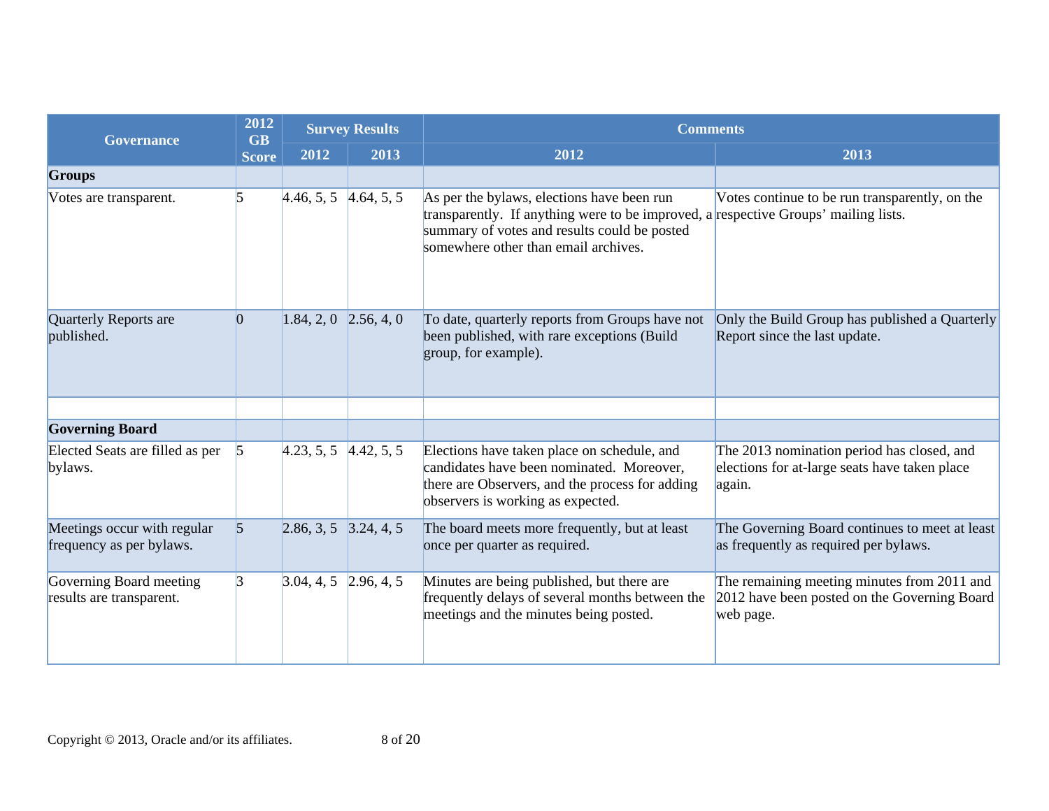| Governance | 2012 GB Score | Survey Results | | Comments | |
|---|---|---|---|---|---|
| | | 2012 | 2013 | 2012 | 2013 |
| **Groups** | | | | | |
| Votes are transparent. | 5 | 4.46, 5, 5 | 4.64, 5, 5 | As per the bylaws, elections have been run transparently. If anything were to be improved, a summary of votes and results could be posted somewhere other than email archives. | Votes continue to be run transparently, on the respective Groups' mailing lists. |
| Quarterly Reports are published. | 0 | 1.84, 2, 0 | 2.56, 4, 0 | To date, quarterly reports from Groups have not been published, with rare exceptions (Build group, for example). | Only the Build Group has published a Quarterly Report since the last update. |
| | | | | | |
| **Governing Board** | | | | | |
| Elected Seats are filled as per bylaws. | 5 | 4.23, 5, 5 | 4.42, 5, 5 | Elections have taken place on schedule, and candidates have been nominated. Moreover, there are Observers, and the process for adding observers is working as expected. | The 2013 nomination period has closed, and elections for at-large seats have taken place again. |
| Meetings occur with regular frequency as per bylaws. | 5 | 2.86, 3, 5 | 3.24, 4, 5 | The board meets more frequently, but at least once per quarter as required. | The Governing Board continues to meet at least as frequently as required per bylaws. |
| Governing Board meeting results are transparent. | 3 | 3.04, 4, 5 | 2.96, 4, 5 | Minutes are being published, but there are frequently delays of several months between the meetings and the minutes being posted. | The remaining meeting minutes from 2011 and 2012 have been posted on the Governing Board web page. |

Copyright © 2013, Oracle and/or its affiliates.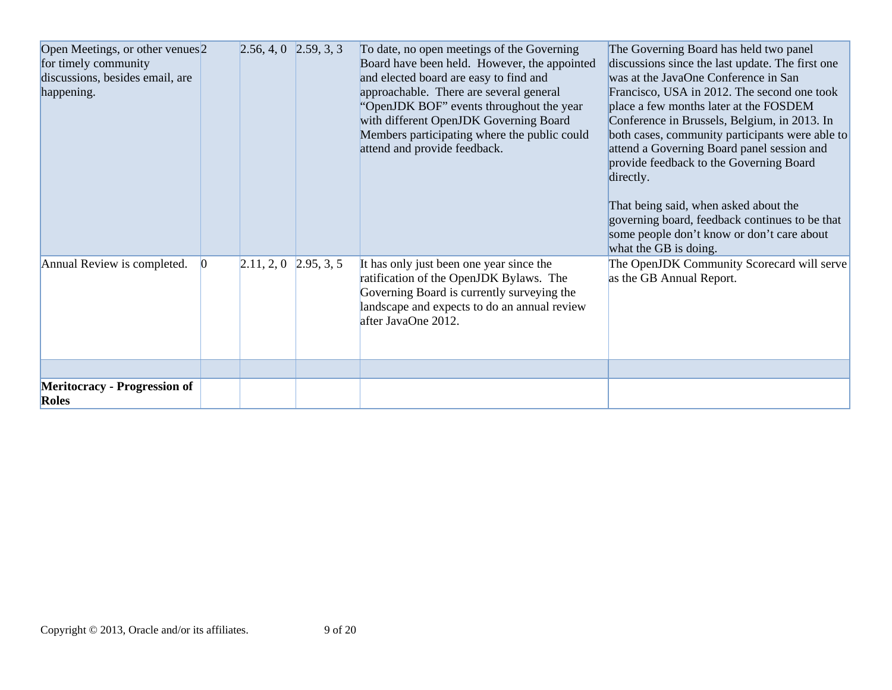| | | | | | |
|---|---|---|---|---|---|
| Open Meetings, or other venues for timely community discussions, besides email, are happening. | 2 | 2.56, 4, 0 | 2.59, 3, 3 | To date, no open meetings of the Governing Board have been held. However, the appointed and elected board are easy to find and approachable. There are several general "OpenJDK BOF" events throughout the year with different OpenJDK Governing Board Members participating where the public could attend and provide feedback. | The Governing Board has held two panel discussions since the last update. The first one was at the JavaOne Conference in San Francisco, USA in 2012. The second one took place a few months later at the FOSDEM Conference in Brussels, Belgium, in 2013. In both cases, community participants were able to attend a Governing Board panel session and provide feedback to the Governing Board directly.<br><br>That being said, when asked about the governing board, feedback continues to be that some people don't know or don't care about what the GB is doing. |
| Annual Review is completed. | 0 | 2.11, 2, 0 | 2.95, 3, 5 | It has only just been one year since the ratification of the OpenJDK Bylaws. The Governing Board is currently surveying the landscape and expects to do an annual review after JavaOne 2012. | The OpenJDK Community Scorecard will serve as the GB Annual Report. |
| | | | | | |
| **Meritocracy - Progression of Roles** | | | | | |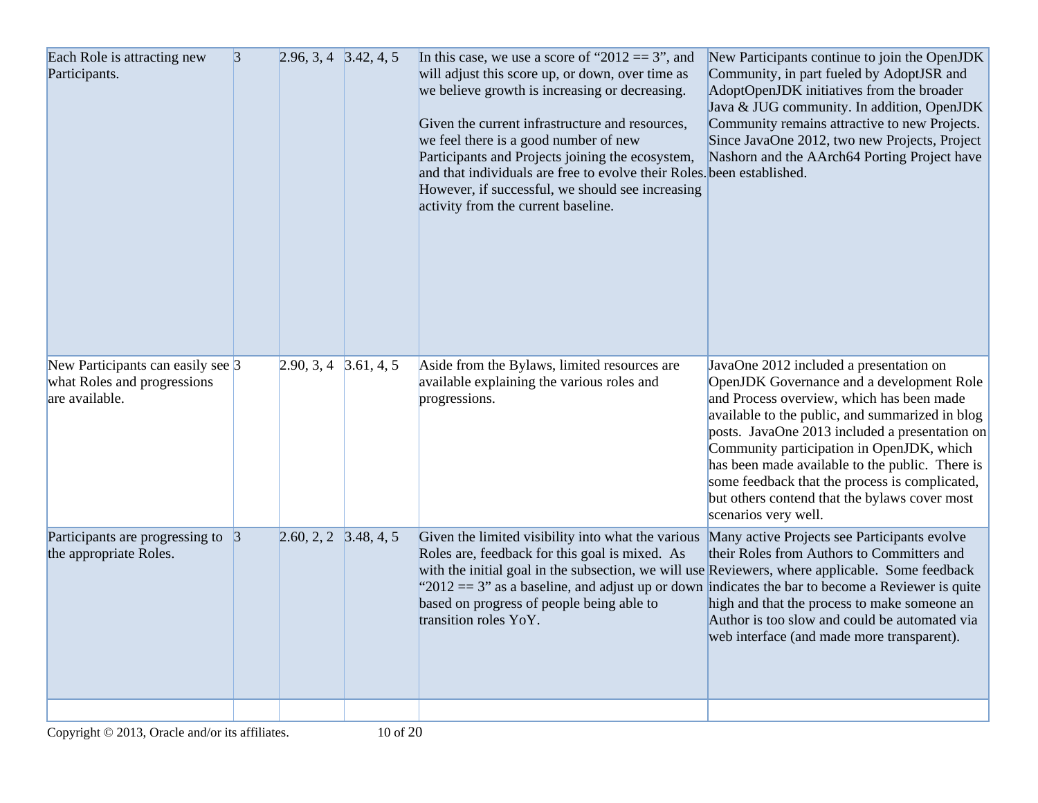| | | | | | |
|---|---|---|---|---|---|
| Each Role is attracting new Participants. | 3 | 2.96, 3, 4 | 3.42, 4, 5 | In this case, we use a score of "2012 == 3", and will adjust this score up, or down, over time as we believe growth is increasing or decreasing.<br><br>Given the current infrastructure and resources, we feel there is a good number of new Participants and Projects joining the ecosystem, and that individuals are free to evolve their Roles. However, if successful, we should see increasing activity from the current baseline. | New Participants continue to join the OpenJDK Community, in part fueled by AdoptJSR and AdoptOpenJDK initiatives from the broader Java & JUG community. In addition, OpenJDK Community remains attractive to new Projects. Since JavaOne 2012, two new Projects, Project Nashorn and the AArch64 Porting Project have been established. |
| New Participants can easily see what Roles and progressions are available. | 3 | 2.90, 3, 4 | 3.61, 4, 5 | Aside from the Bylaws, limited resources are available explaining the various roles and progressions. | JavaOne 2012 included a presentation on OpenJDK Governance and a development Role and Process overview, which has been made available to the public, and summarized in blog posts. JavaOne 2013 included a presentation on Community participation in OpenJDK, which has been made available to the public. There is some feedback that the process is complicated, but others contend that the bylaws cover most scenarios very well. |
| Participants are progressing to the appropriate Roles. | 3 | 2.60, 2, 2 | 3.48, 4, 5 | Given the limited visibility into what the various Roles are, feedback for this goal is mixed. As with the initial goal in the subsection, we will use "2012 == 3" as a baseline, and adjust up or down based on progress of people being able to transition roles YoY. | Many active Projects see Participants evolve their Roles from Authors to Committers and Reviewers, where applicable. Some feedback indicates the bar to become a Reviewer is quite high and that the process to make someone an Author is too slow and could be automated via web interface (and made more transparent). |
| | | | | | |

Copyright © 2013, Oracle and/or its affiliates.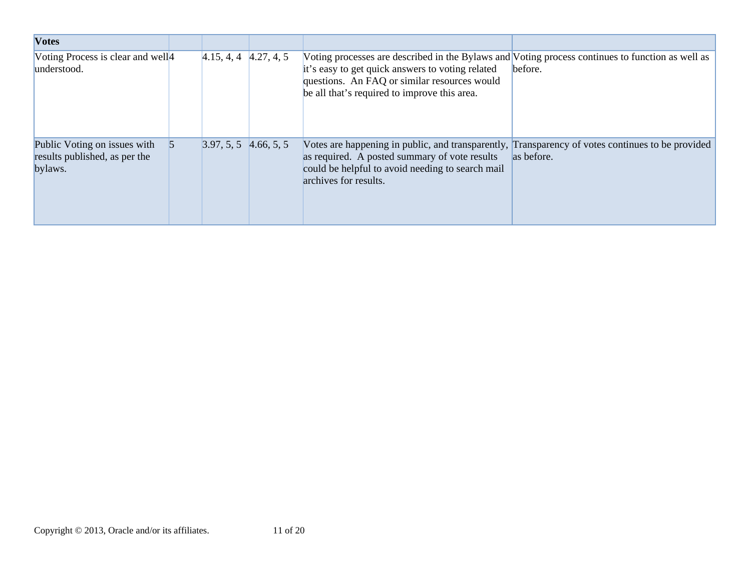| **Votes** | | | | | |
|---|---|---|---|---|---|
| Voting Process is clear and well understood. | 4 | 4.15, 4, 4 | 4.27, 4, 5 | Voting processes are described in the Bylaws and it's easy to get quick answers to voting related questions. An FAQ or similar resources would be all that's required to improve this area. | Voting process continues to function as well as before. |
| Public Voting on issues with results published, as per the bylaws. | 5 | 3.97, 5, 5 | 4.66, 5, 5 | Votes are happening in public, and transparently, as required. A posted summary of vote results could be helpful to avoid needing to search mail archives for results. | Transparency of votes continues to be provided as before. |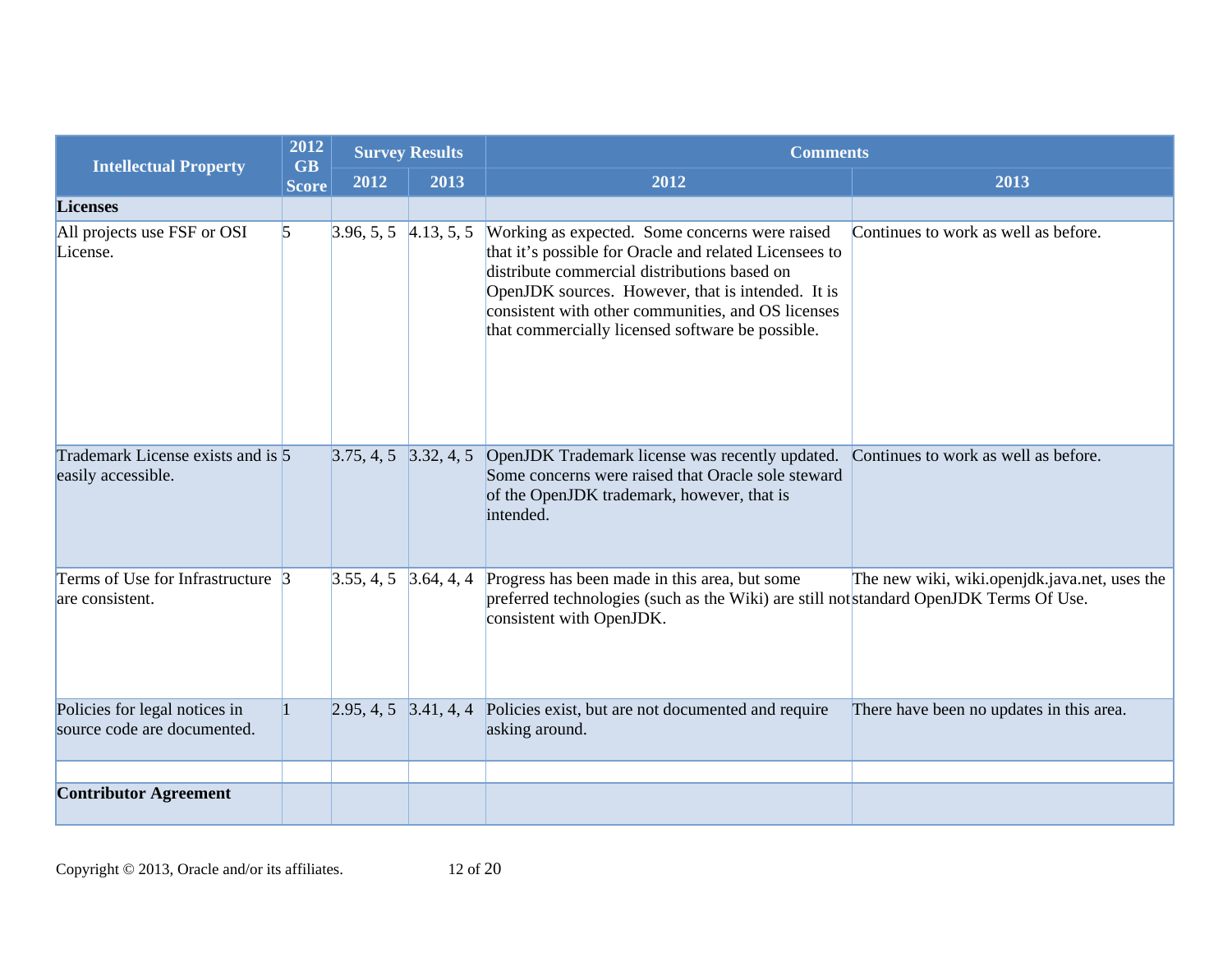| Intellectual Property | 2012 GB Score | Survey Results | | Comments | |
|---|---|---|---|---|---|
| | | 2012 | 2013 | 2012 | 2013 |
| **Licenses** | | | | | |
| All projects use FSF or OSI License. | 5 | 3.96, 5, 5 | 4.13, 5, 5 | Working as expected. Some concerns were raised that it's possible for Oracle and related Licensees to distribute commercial distributions based on OpenJDK sources. However, that is intended. It is consistent with other communities, and OS licenses that commercially licensed software be possible. | Continues to work as well as before. |
| Trademark License exists and is easily accessible. | 5 | 3.75, 4, 5 | 3.32, 4, 5 | OpenJDK Trademark license was recently updated. Some concerns were raised that Oracle sole steward of the OpenJDK trademark, however, that is intended. | Continues to work as well as before. |
| Terms of Use for Infrastructure are consistent. | 3 | 3.55, 4, 5 | 3.64, 4, 4 | Progress has been made in this area, but some preferred technologies (such as the Wiki) are still not consistent with OpenJDK. | The new wiki, wiki.openjdk.java.net, uses the standard OpenJDK Terms Of Use. |
| Policies for legal notices in source code are documented. | 1 | 2.95, 4, 5 | 3.41, 4, 4 | Policies exist, but are not documented and require asking around. | There have been no updates in this area. |
| | | | | | |
| **Contributor Agreement** | | | | | |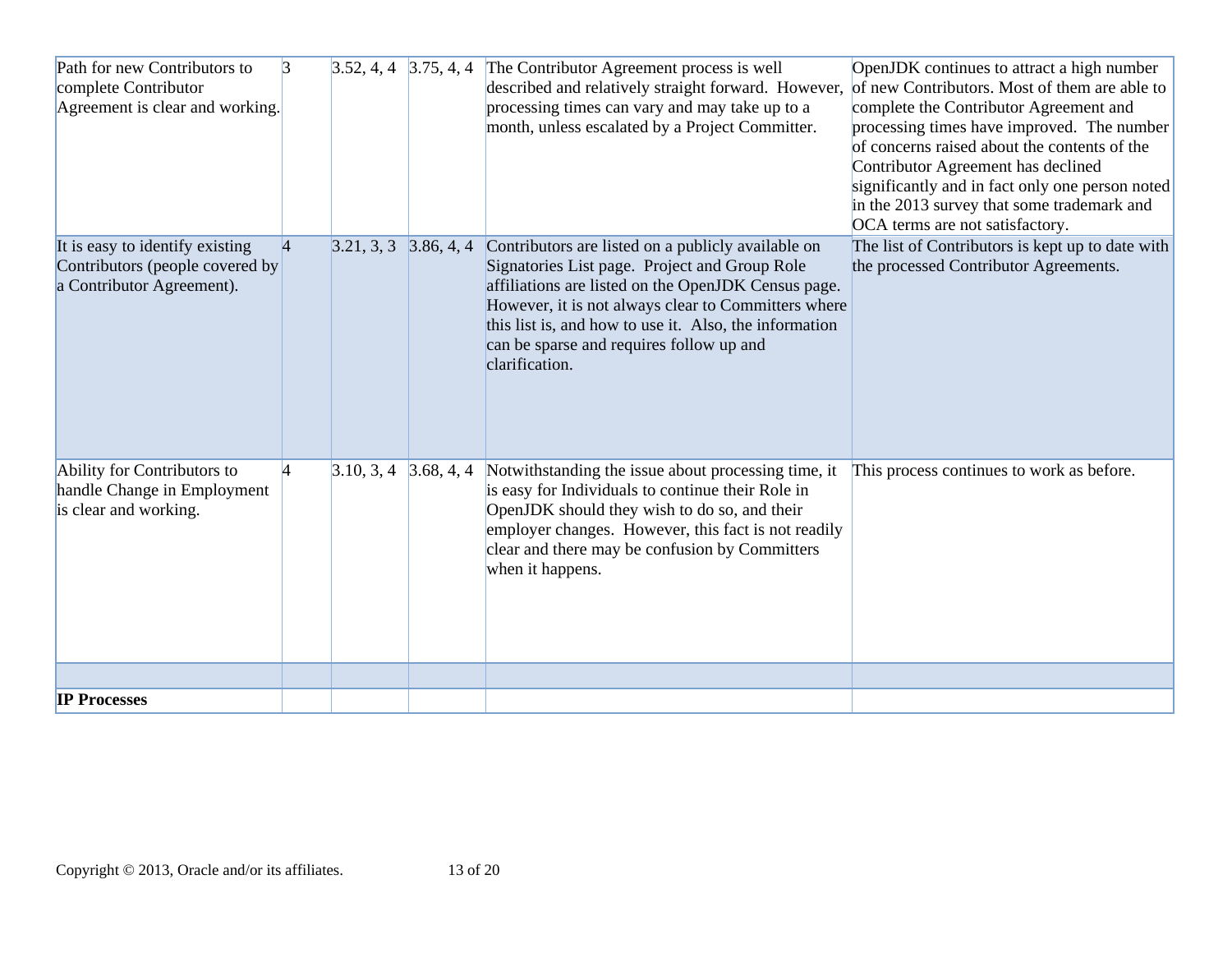| | | | | | |
|---|---|---|---|---|---|
| Path for new Contributors to complete Contributor Agreement is clear and working. | 3 | 3.52, 4, 4 | 3.75, 4, 4 | The Contributor Agreement process is well described and relatively straight forward. However, processing times can vary and may take up to a month, unless escalated by a Project Committer. | OpenJDK continues to attract a high number of new Contributors. Most of them are able to complete the Contributor Agreement and processing times have improved. The number of concerns raised about the contents of the Contributor Agreement has declined significantly and in fact only one person noted in the 2013 survey that some trademark and OCA terms are not satisfactory. |
| It is easy to identify existing Contributors (people covered by a Contributor Agreement). | 4 | 3.21, 3, 3 | 3.86, 4, 4 | Contributors are listed on a publicly available on Signatories List page. Project and Group Role affiliations are listed on the OpenJDK Census page. However, it is not always clear to Committers where this list is, and how to use it. Also, the information can be sparse and requires follow up and clarification. | The list of Contributors is kept up to date with the processed Contributor Agreements. |
| Ability for Contributors to handle Change in Employment is clear and working. | 4 | 3.10, 3, 4 | 3.68, 4, 4 | Notwithstanding the issue about processing time, it is easy for Individuals to continue their Role in OpenJDK should they wish to do so, and their employer changes. However, this fact is not readily clear and there may be confusion by Committers when it happens. | This process continues to work as before. |
| | | | | | |
| **IP Processes** | | | | | |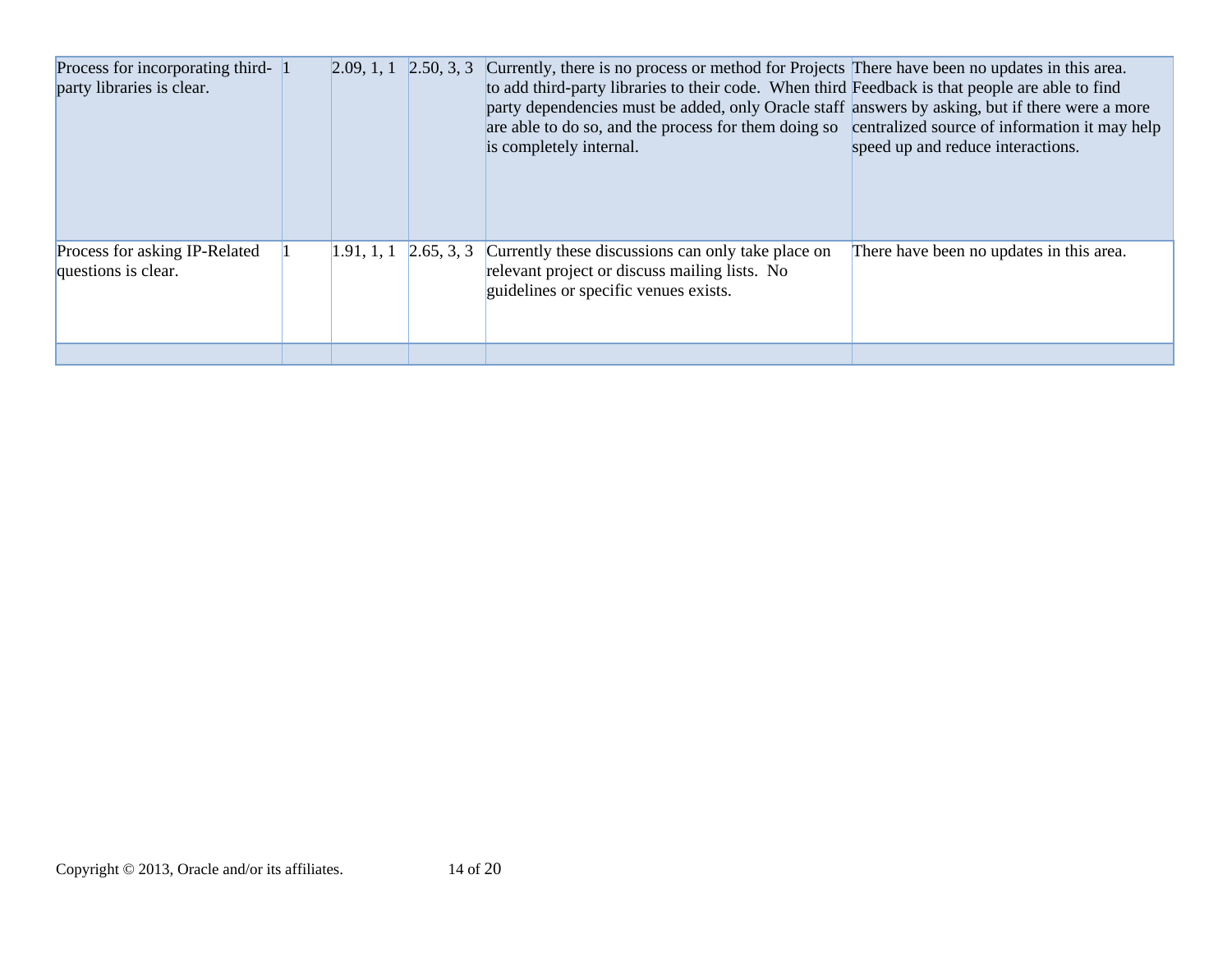| | | | | | |
|---|---|---|---|---|---|
| Process for incorporating third-party libraries is clear. | 1 | 2.09, 1, 1 | 2.50, 3, 3 | Currently, there is no process or method for Projects to add third-party libraries to their code. When third party dependencies must be added, only Oracle staff are able to do so, and the process for them doing so is completely internal. | There have been no updates in this area. Feedback is that people are able to find answers by asking, but if there were a more centralized source of information it may help speed up and reduce interactions. |
| Process for asking IP-Related questions is clear. | 1 | 1.91, 1, 1 | 2.65, 3, 3 | Currently these discussions can only take place on relevant project or discuss mailing lists. No guidelines or specific venues exists. | There have been no updates in this area. |
| | | | | | |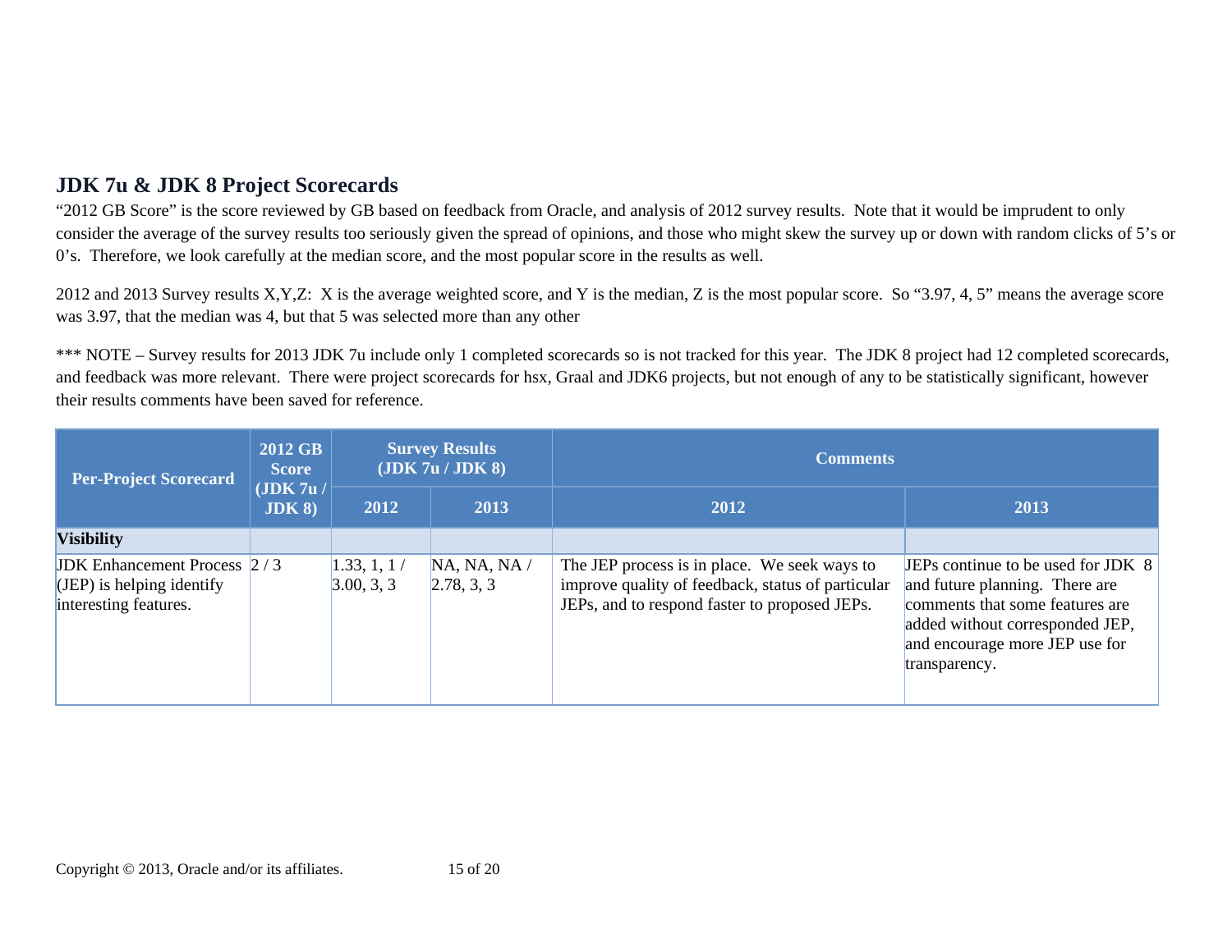## JDK 7u & JDK 8 Project Scorecards

"2012 GB Score" is the score reviewed by GB based on feedback from Oracle, and analysis of 2012 survey results. Note that it would be imprudent to only consider the average of the survey results too seriously given the spread of opinions, and those who might skew the survey up or down with random clicks of 5's or 0's. Therefore, we look carefully at the median score, and the most popular score in the results as well.

2012 and 2013 Survey results X,Y,Z: X is the average weighted score, and Y is the median, Z is the most popular score. So "3.97, 4, 5" means the average score was 3.97, that the median was 4, but that 5 was selected more than any other

*** NOTE – Survey results for 2013 JDK 7u include only 1 completed scorecards so is not tracked for this year. The JDK 8 project had 12 completed scorecards, and feedback was more relevant. There were project scorecards for hsx, Graal and JDK6 projects, but not enough of any to be statistically significant, however their results comments have been saved for reference.

| Per-Project Scorecard | 2012 GB Score (JDK 7u / JDK 8) | Survey Results (JDK 7u / JDK 8) | | Comments | |
|---|---|---|---|---|---|
| | | 2012 | 2013 | 2012 | 2013 |
| **Visibility** | | | | | |
| JDK Enhancement Process (JEP) is helping identify interesting features. | 2 / 3 | 1.33, 1, 1 / 3.00, 3, 3 | NA, NA, NA / 2.78, 3, 3 | The JEP process is in place. We seek ways to improve quality of feedback, status of particular JEPs, and to respond faster to proposed JEPs. | JEPs continue to be used for JDK 8 and future planning. There are comments that some features are added without corresponded JEP, and encourage more JEP use for transparency. |

Copyright © 2013, Oracle and/or its affiliates.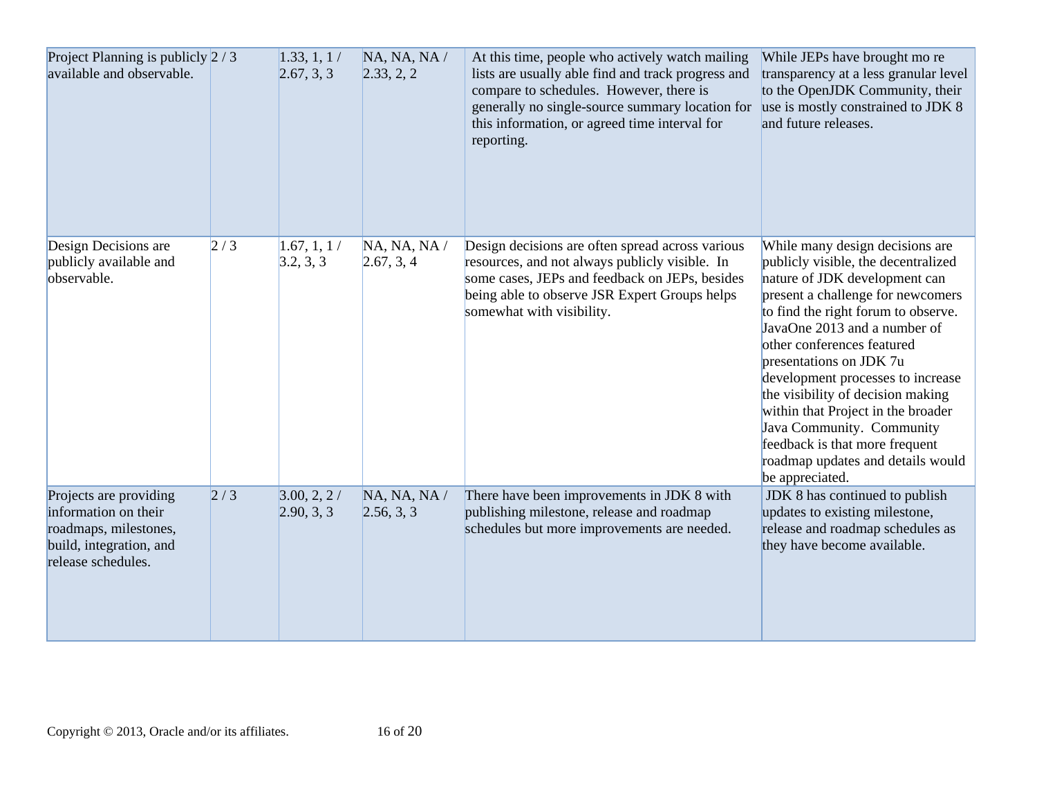| | | | | | |
|---|---|---|---|---|---|
| Project Planning is publicly available and observable. | 2 / 3 | 1.33, 1, 1 / 2.67, 3, 3 | NA, NA, NA / 2.33, 2, 2 | At this time, people who actively watch mailing lists are usually able find and track progress and compare to schedules. However, there is generally no single-source summary location for this information, or agreed time interval for reporting. | While JEPs have brought mo re transparency at a less granular level to the OpenJDK Community, their use is mostly constrained to JDK 8 and future releases. |
| Design Decisions are publicly available and observable. | 2 / 3 | 1.67, 1, 1 / 3.2, 3, 3 | NA, NA, NA / 2.67, 3, 4 | Design decisions are often spread across various resources, and not always publicly visible. In some cases, JEPs and feedback on JEPs, besides being able to observe JSR Expert Groups helps somewhat with visibility. | While many design decisions are publicly visible, the decentralized nature of JDK development can present a challenge for newcomers to find the right forum to observe. JavaOne 2013 and a number of other conferences featured presentations on JDK 7u development processes to increase the visibility of decision making within that Project in the broader Java Community. Community feedback is that more frequent roadmap updates and details would be appreciated. |
| Projects are providing information on their roadmaps, milestones, build, integration, and release schedules. | 2 / 3 | 3.00, 2, 2 / 2.90, 3, 3 | NA, NA, NA / 2.56, 3, 3 | There have been improvements in JDK 8 with publishing milestone, release and roadmap schedules but more improvements are needed. | JDK 8 has continued to publish updates to existing milestone, release and roadmap schedules as they have become available. |

Copyright © 2013, Oracle and/or its affiliates.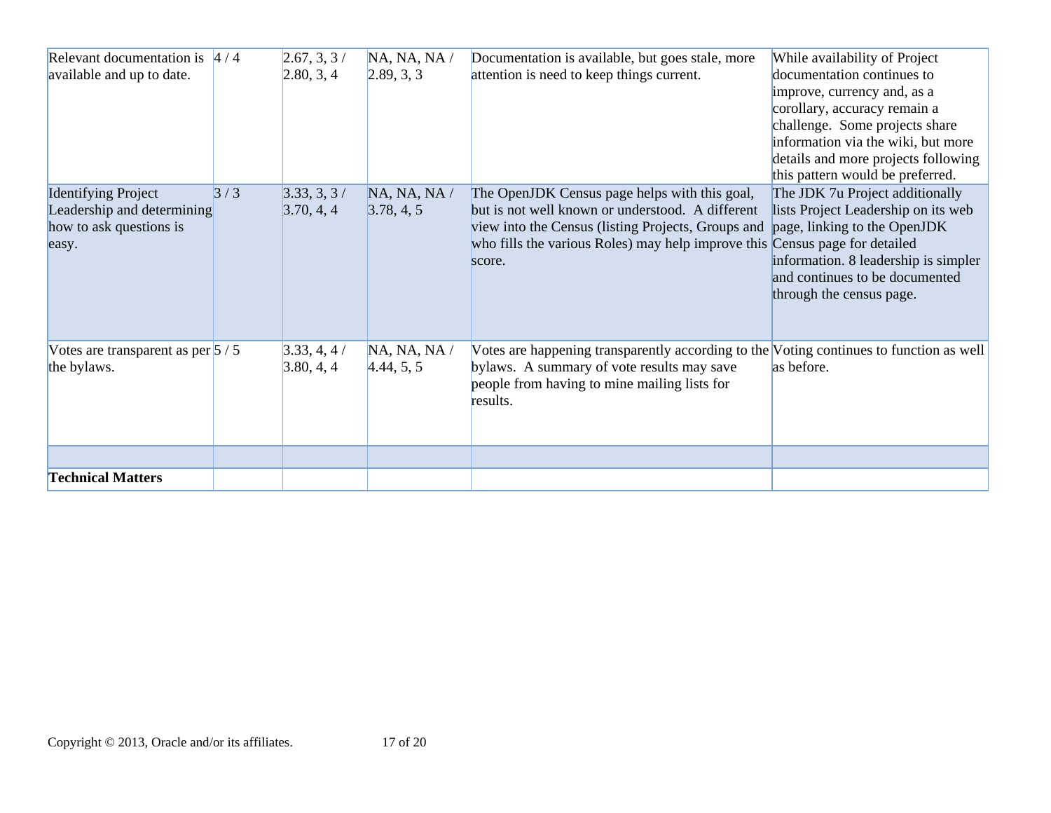| | | | | | |
|---|---|---|---|---|---|
| Relevant documentation is available and up to date. | 4 / 4 | 2.67, 3, 3 / 2.80, 3, 4 | NA, NA, NA / 2.89, 3, 3 | Documentation is available, but goes stale, more attention is need to keep things current. | While availability of Project documentation continues to improve, currency and, as a corollary, accuracy remain a challenge. Some projects share information via the wiki, but more details and more projects following this pattern would be preferred. |
| Identifying Project Leadership and determining how to ask questions is easy. | 3 / 3 | 3.33, 3, 3 / 3.70, 4, 4 | NA, NA, NA / 3.78, 4, 5 | The OpenJDK Census page helps with this goal, but is not well known or understood. A different view into the Census (listing Projects, Groups and who fills the various Roles) may help improve this score. | The JDK 7u Project additionally lists Project Leadership on its web page, linking to the OpenJDK Census page for detailed information. 8 leadership is simpler and continues to be documented through the census page. |
| Votes are transparent as per the bylaws. | 5 / 5 | 3.33, 4, 4 / 3.80, 4, 4 | NA, NA, NA / 4.44, 5, 5 | Votes are happening transparently according to the bylaws. A summary of vote results may save people from having to mine mailing lists for results. | Voting continues to function as well as before. |
| | | | | | |
| **Technical Matters** | | | | | |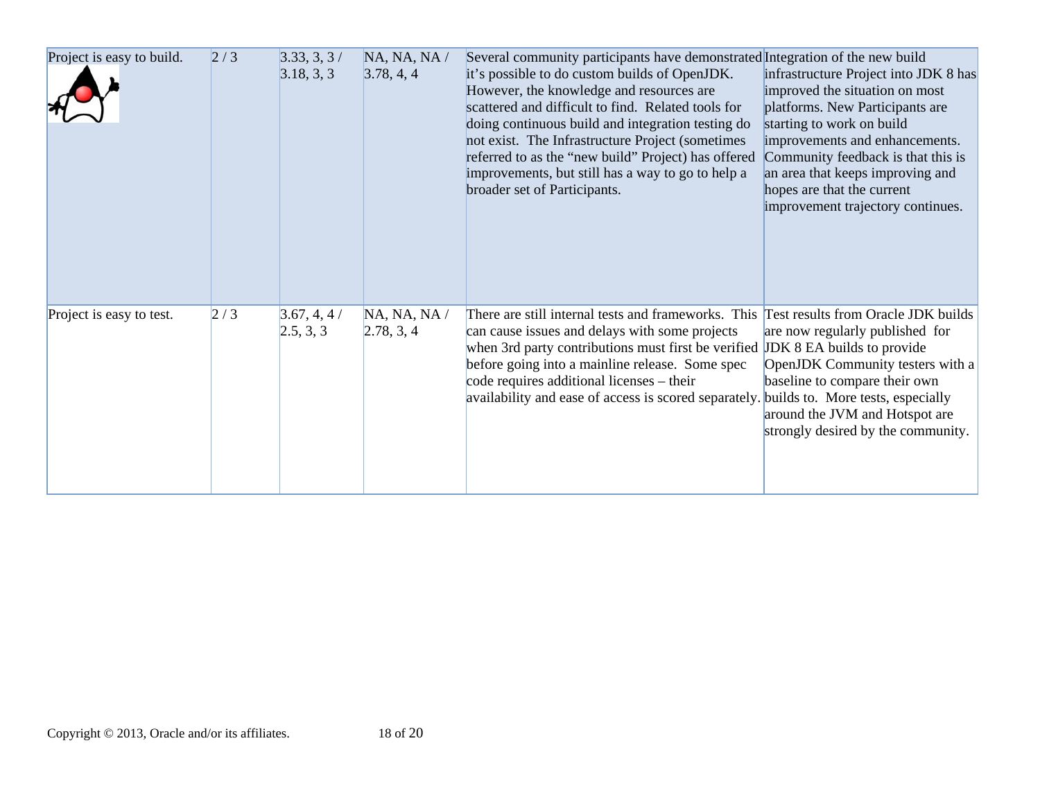| Project is easy to build. | 2 / 3 | 3.33, 3, 3 / 3.18, 3, 3 | NA, NA, NA / 3.78, 4, 4 | Several community participants have demonstrated it's possible to do custom builds of OpenJDK. However, the knowledge and resources are scattered and difficult to find. Related tools for doing continuous build and integration testing do not exist. The Infrastructure Project (sometimes referred to as the "new build" Project) has offered improvements, but still has a way to go to help a broader set of Participants. | Integration of the new build infrastructure Project into JDK 8 has improved the situation on most platforms. New Participants are starting to work on build improvements and enhancements. Community feedback is that this is an area that keeps improving and hopes are that the current improvement trajectory continues. |
|---|---|---|---|---|---|
| Project is easy to test. | 2 / 3 | 3.67, 4, 4 / 2.5, 3, 3 | NA, NA, NA / 2.78, 3, 4 | There are still internal tests and frameworks. This can cause issues and delays with some projects when 3rd party contributions must first be verified before going into a mainline release. Some spec code requires additional licenses – their availability and ease of access is scored separately. | Test results from Oracle JDK builds are now regularly published for JDK 8 EA builds to provide OpenJDK Community testers with a baseline to compare their own builds to. More tests, especially around the JVM and Hotspot are strongly desired by the community. |

Copyright © 2013, Oracle and/or its affiliates.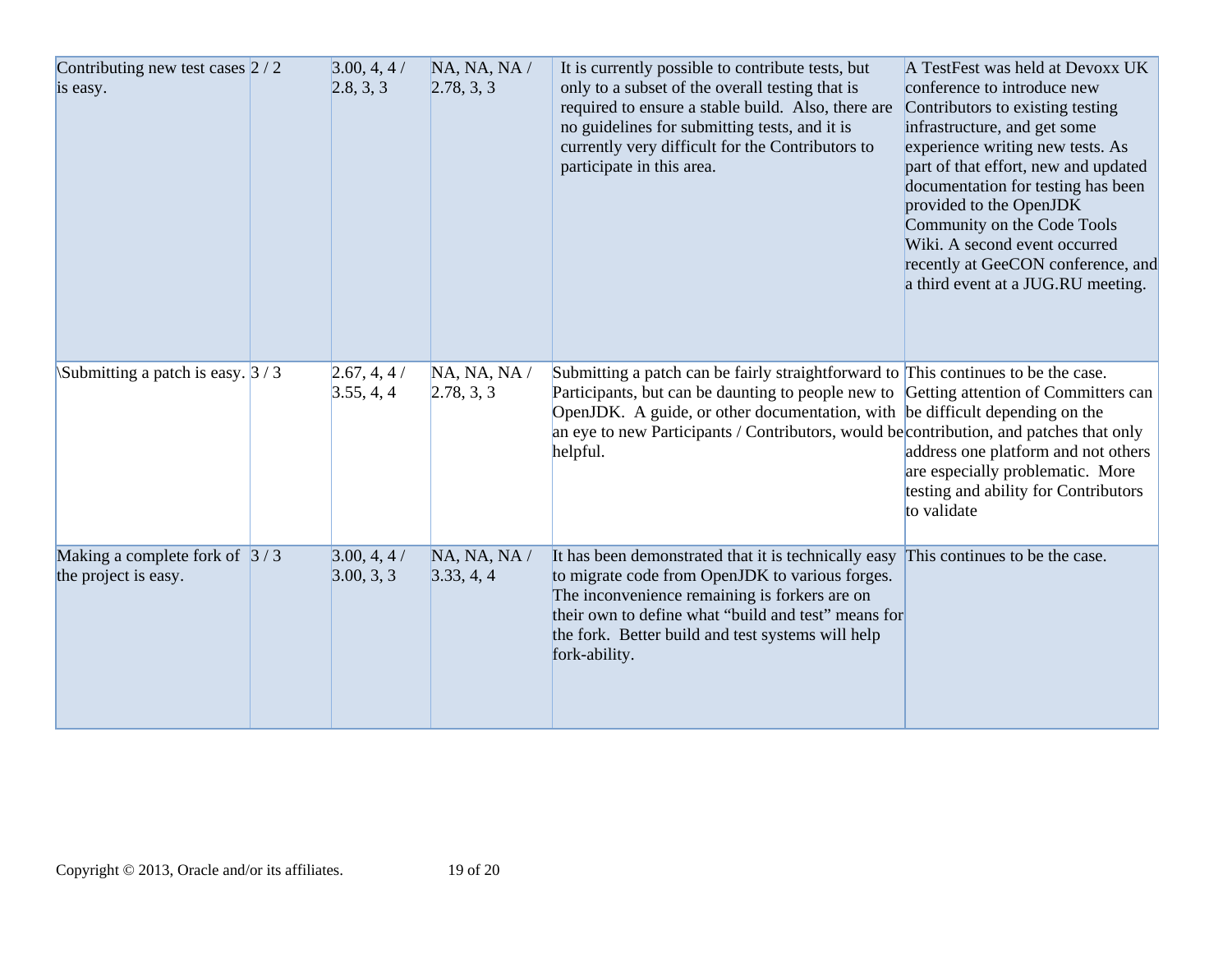| | | | | | |
|---|---|---|---|---|---|
| Contributing new test cases is easy. | 2 / 2 | 3.00, 4, 4 / 2.8, 3, 3 | NA, NA, NA / 2.78, 3, 3 | It is currently possible to contribute tests, but only to a subset of the overall testing that is required to ensure a stable build. Also, there are no guidelines for submitting tests, and it is currently very difficult for the Contributors to participate in this area. | A TestFest was held at Devoxx UK conference to introduce new Contributors to existing testing infrastructure, and get some experience writing new tests. As part of that effort, new and updated documentation for testing has been provided to the OpenJDK Community on the Code Tools Wiki. A second event occurred recently at GeeCON conference, and a third event at a JUG.RU meeting. |
| \Submitting a patch is easy. | 3 / 3 | 2.67, 4, 4 / 3.55, 4, 4 | NA, NA, NA / 2.78, 3, 3 | Submitting a patch can be fairly straightforward to Participants, but can be daunting to people new to OpenJDK. A guide, or other documentation, with an eye to new Participants / Contributors, would be helpful. | This continues to be the case. Getting attention of Committers can be difficult depending on the contribution, and patches that only address one platform and not others are especially problematic. More testing and ability for Contributors to validate |
| Making a complete fork of the project is easy. | 3 / 3 | 3.00, 4, 4 / 3.00, 3, 3 | NA, NA, NA / 3.33, 4, 4 | It has been demonstrated that it is technically easy to migrate code from OpenJDK to various forges. The inconvenience remaining is forkers are on their own to define what “build and test” means for the fork. Better build and test systems will help fork-ability. | This continues to be the case. |

Copyright © 2013, Oracle and/or its affiliates.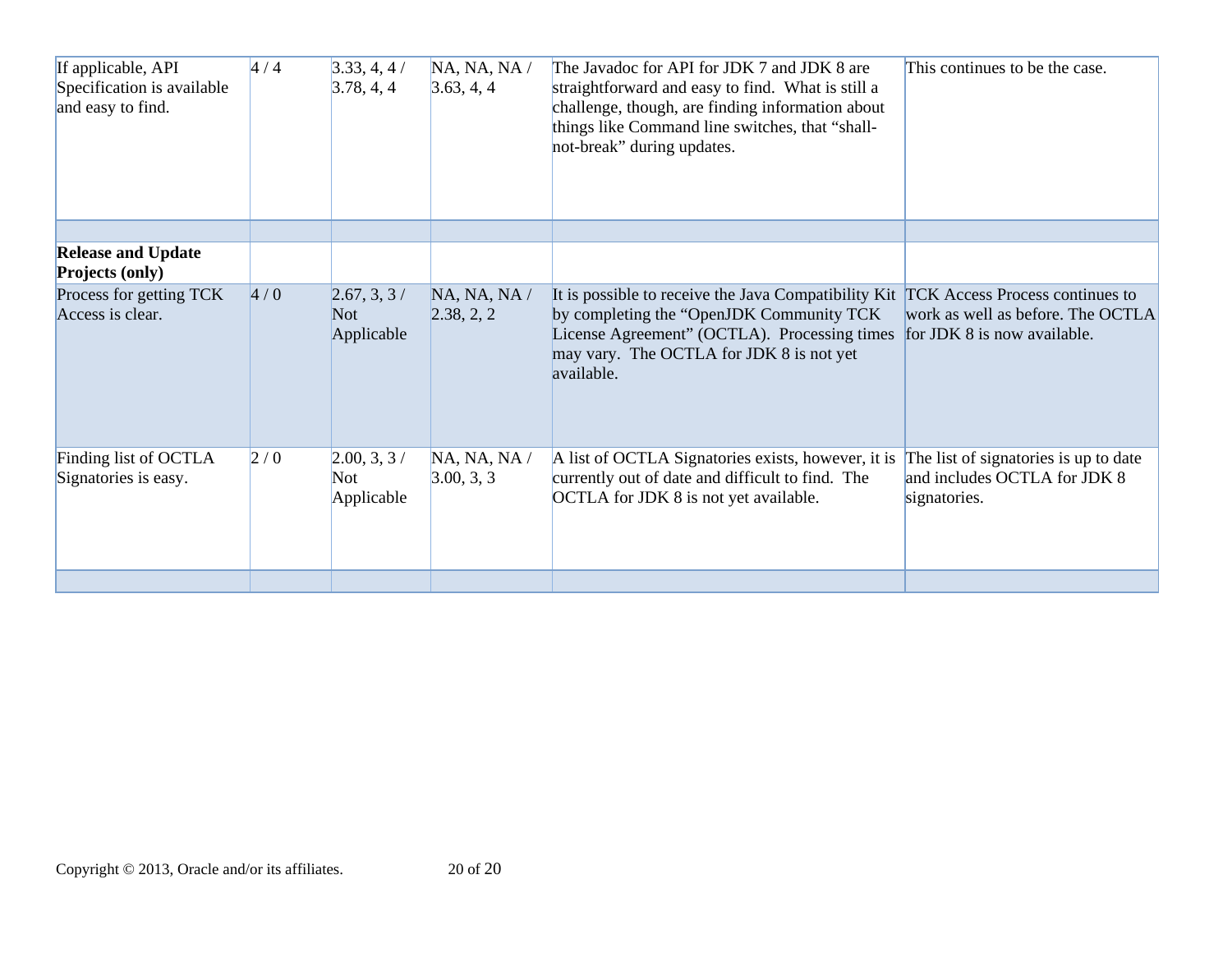| | | | | | |
|---|---|---|---|---|---|
| If applicable, API Specification is available and easy to find. | 4 / 4 | 3.33, 4, 4 / 3.78, 4, 4 | NA, NA, NA / 3.63, 4, 4 | The Javadoc for API for JDK 7 and JDK 8 are straightforward and easy to find. What is still a challenge, though, are finding information about things like Command line switches, that "shall-not-break" during updates. | This continues to be the case. |
| | | | | | |
| **Release and Update Projects (only)** | | | | | |
| Process for getting TCK Access is clear. | 4 / 0 | 2.67, 3, 3 / Not Applicable | NA, NA, NA / 2.38, 2, 2 | It is possible to receive the Java Compatibility Kit by completing the "OpenJDK Community TCK License Agreement" (OCTLA). Processing times may vary. The OCTLA for JDK 8 is not yet available. | TCK Access Process continues to work as well as before. The OCTLA for JDK 8 is now available. |
| Finding list of OCTLA Signatories is easy. | 2 / 0 | 2.00, 3, 3 / Not Applicable | NA, NA, NA / 3.00, 3, 3 | A list of OCTLA Signatories exists, however, it is currently out of date and difficult to find. The OCTLA for JDK 8 is not yet available. | The list of signatories is up to date and includes OCTLA for JDK 8 signatories. |
| | | | | | |

Copyright © 2013, Oracle and/or its affiliates.